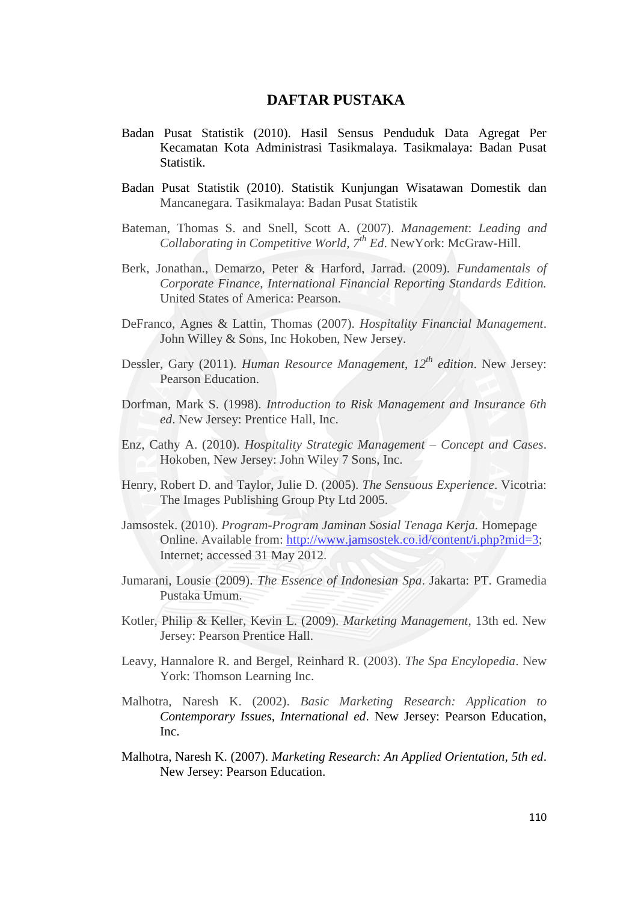# DAFTAR PUSTAKA

Badan Pusat Statistik (2010). Hasil Sensus Penduduk Data Agregat Per Kecamatan Kota Administrasi Tasikmalaya. Tasikmalaya: Badan Pusat Statistik.

Badan Pusat Statistik (2010). Statistik Kunjungan Wisatawan Domestik dan Mancanegara. Tasikmalaya: Badan Pusat Statistik

Bateman, Thomas S. and Snell, Scott A. (2007). *Management*: *Leading and Collaborating in Competitive World, 7th Ed*. NewYork: McGraw-Hill.

Berk, Jonathan., Demarzo, Peter & Harford, Jarrad. (2009). *Fundamentals of Corporate Finance, International Financial Reporting Standards Edition.* United States of America: Pearson.

DeFranco, Agnes & Lattin, Thomas (2007). *Hospitality Financial Management*. John Willey & Sons, Inc Hokoben, New Jersey.

Dessler, Gary (2011). *Human Resource Management, 12th edition*. New Jersey: Pearson Education.

Dorfman, Mark S. (1998). *Introduction to Risk Management and Insurance 6th ed*. New Jersey: Prentice Hall, Inc.

Enz, Cathy A. (2010). *Hospitality Strategic Management – Concept and Cases*. Hokoben, New Jersey: John Wiley 7 Sons, Inc.

Henry, Robert D. and Taylor, Julie D. (2005). *The Sensuous Experience*. Vicotria: The Images Publishing Group Pty Ltd 2005.

Jamsostek. (2010). *Program-Program Jaminan Sosial Tenaga Kerja.* Homepage Online. Available from: http://www.jamsostek.co.id/content/i.php?mid=3; Internet; accessed 31 May 2012.

Jumarani, Lousie (2009). *The Essence of Indonesian Spa*. Jakarta: PT. Gramedia Pustaka Umum.

Kotler, Philip & Keller, Kevin L. (2009). *Marketing Management*, 13th ed. New Jersey: Pearson Prentice Hall.

Leavy, Hannalore R. and Bergel, Reinhard R. (2003). *The Spa Encylopedia*. New York: Thomson Learning Inc.

Malhotra, Naresh K. (2002). *Basic Marketing Research: Application to Contemporary Issues, International ed*. New Jersey: Pearson Education, Inc.

Malhotra, Naresh K. (2007). *Marketing Research: An Applied Orientation, 5th ed*. New Jersey: Pearson Education.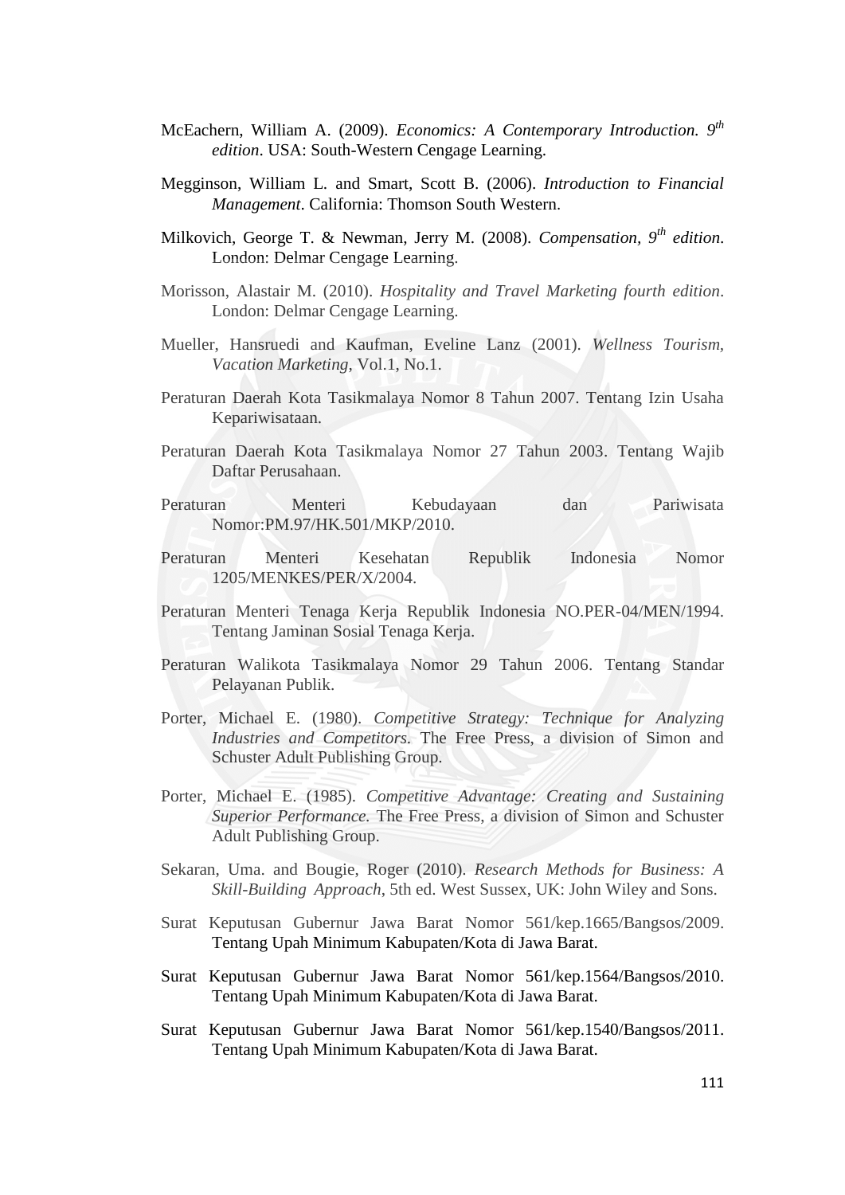McEachern, William A. (2009). *Economics: A Contemporary Introduction. 9th edition*. USA: South-Western Cengage Learning.

Megginson, William L. and Smart, Scott B. (2006). *Introduction to Financial Management*. California: Thomson South Western.

Milkovich, George T. & Newman, Jerry M. (2008). *Compensation, 9th edition*. London: Delmar Cengage Learning.

Morisson, Alastair M. (2010). *Hospitality and Travel Marketing fourth edition*. London: Delmar Cengage Learning.

Mueller, Hansruedi and Kaufman, Eveline Lanz (2001). *Wellness Tourism, Vacation Marketing*, Vol.1, No.1.

Peraturan Daerah Kota Tasikmalaya Nomor 8 Tahun 2007. Tentang Izin Usaha Kepariwisataan.

Peraturan Daerah Kota Tasikmalaya Nomor 27 Tahun 2003. Tentang Wajib Daftar Perusahaan.

Peraturan Menteri Kebudayaan dan Pariwisata Nomor:PM.97/HK.501/MKP/2010.

Peraturan Menteri Kesehatan Republik Indonesia Nomor 1205/MENKES/PER/X/2004.

Peraturan Menteri Tenaga Kerja Republik Indonesia NO.PER-04/MEN/1994. Tentang Jaminan Sosial Tenaga Kerja.

Peraturan Walikota Tasikmalaya Nomor 29 Tahun 2006. Tentang Standar Pelayanan Publik.

Porter, Michael E. (1980). *Competitive Strategy: Technique for Analyzing Industries and Competitors.* The Free Press, a division of Simon and Schuster Adult Publishing Group.

Porter, Michael E. (1985). *Competitive Advantage: Creating and Sustaining Superior Performance.* The Free Press, a division of Simon and Schuster Adult Publishing Group.

Sekaran, Uma. and Bougie, Roger (2010). *Research Methods for Business: A Skill-Building Approach*, 5th ed. West Sussex, UK: John Wiley and Sons.

Surat Keputusan Gubernur Jawa Barat Nomor 561/kep.1665/Bangsos/2009. Tentang Upah Minimum Kabupaten/Kota di Jawa Barat.

Surat Keputusan Gubernur Jawa Barat Nomor 561/kep.1564/Bangsos/2010. Tentang Upah Minimum Kabupaten/Kota di Jawa Barat.

Surat Keputusan Gubernur Jawa Barat Nomor 561/kep.1540/Bangsos/2011. Tentang Upah Minimum Kabupaten/Kota di Jawa Barat.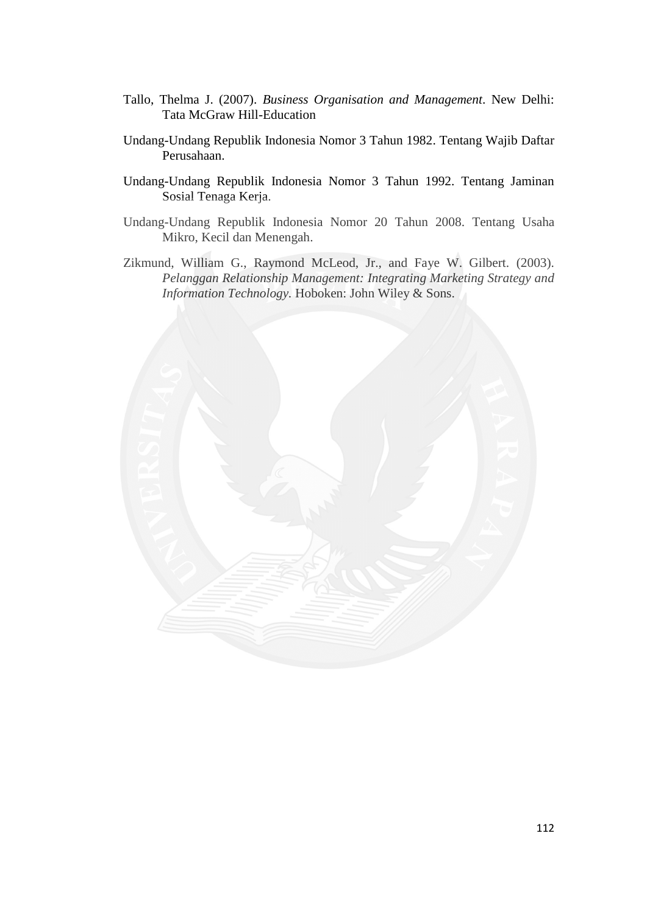Tallo, Thelma J. (2007). *Business Organisation and Management*. New Delhi: Tata McGraw Hill-Education

Undang-Undang Republik Indonesia Nomor 3 Tahun 1982. Tentang Wajib Daftar Perusahaan.

Undang-Undang Republik Indonesia Nomor 3 Tahun 1992. Tentang Jaminan Sosial Tenaga Kerja.

Undang-Undang Republik Indonesia Nomor 20 Tahun 2008. Tentang Usaha Mikro, Kecil dan Menengah.

Zikmund, William G., Raymond McLeod, Jr., and Faye W. Gilbert. (2003). *Pelanggan Relationship Management: Integrating Marketing Strategy and Information Technology*. Hoboken: John Wiley & Sons.